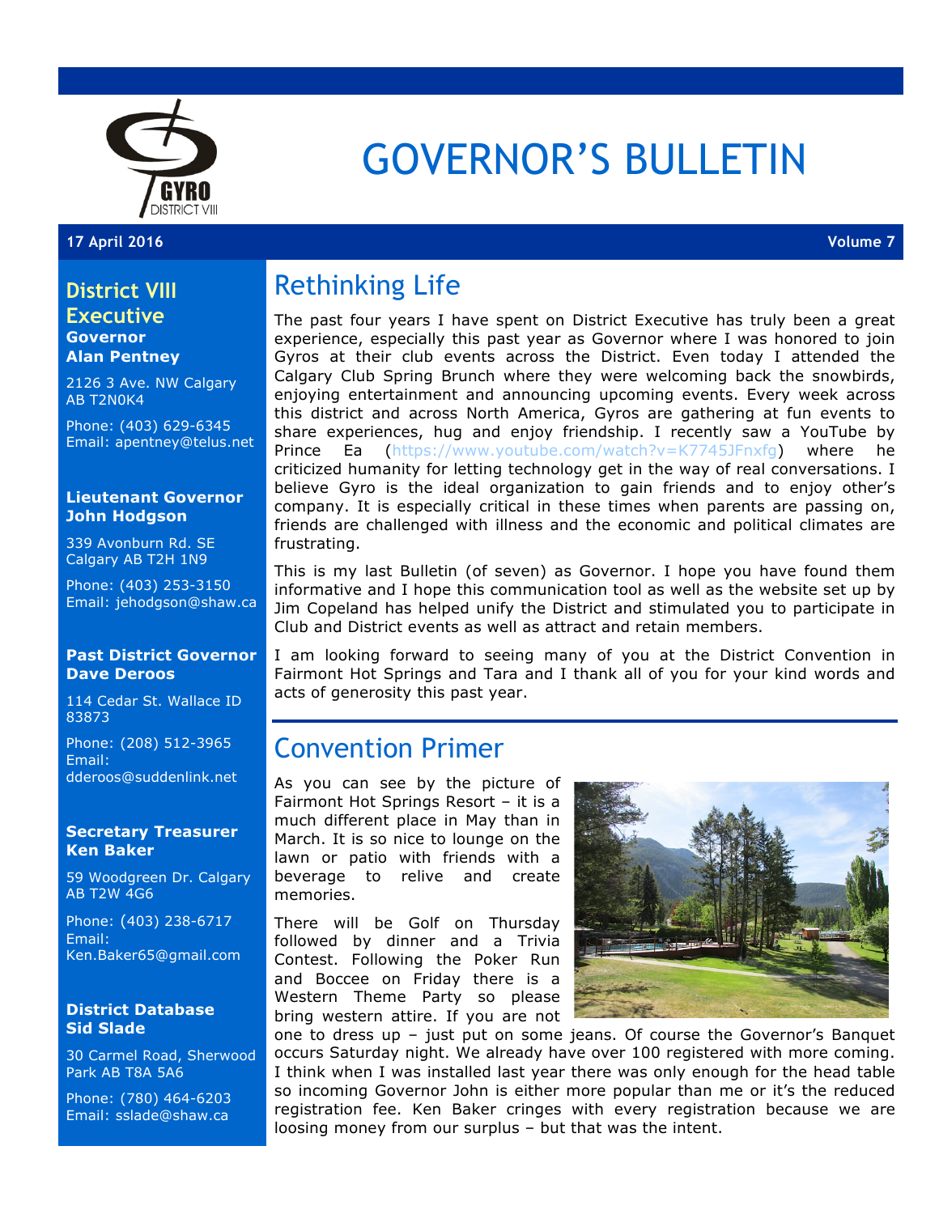# GOVERNOR'S BULLETIN

**17 April 2016** **Volume 7**

## District VIII Executive

**Governor**
**Alan Pentney**

2126 3 Ave. NW Calgary AB T2N0K4

Phone: (403) 629-6345
Email: apentney@telus.net

**Lieutenant Governor**
**John Hodgson**

339 Avonburn Rd. SE Calgary AB T2H 1N9

Phone: (403) 253-3150
Email: jehodgson@shaw.ca

**Past District Governor**
**Dave Deroos**

114 Cedar St. Wallace ID 83873

Phone: (208) 512-3965
Email: dderoos@suddenlink.net

**Secretary Treasurer**
**Ken Baker**

59 Woodgreen Dr. Calgary AB T2W 4G6

Phone: (403) 238-6717
Email: Ken.Baker65@gmail.com

**District Database**
**Sid Slade**

30 Carmel Road, Sherwood Park AB T8A 5A6

Phone: (780) 464-6203
Email: sslade@shaw.ca

## Rethinking Life

The past four years I have spent on District Executive has truly been a great experience, especially this past year as Governor where I was honored to join Gyros at their club events across the District. Even today I attended the Calgary Club Spring Brunch where they were welcoming back the snowbirds, enjoying entertainment and announcing upcoming events. Every week across this district and across North America, Gyros are gathering at fun events to share experiences, hug and enjoy friendship. I recently saw a YouTube by Prince Ea (https://www.youtube.com/watch?v=K7745JFnxfg) where he criticized humanity for letting technology get in the way of real conversations. I believe Gyro is the ideal organization to gain friends and to enjoy other's company. It is especially critical in these times when parents are passing on, friends are challenged with illness and the economic and political climates are frustrating.

This is my last Bulletin (of seven) as Governor. I hope you have found them informative and I hope this communication tool as well as the website set up by Jim Copeland has helped unify the District and stimulated you to participate in Club and District events as well as attract and retain members.

I am looking forward to seeing many of you at the District Convention in Fairmont Hot Springs and Tara and I thank all of you for your kind words and acts of generosity this past year.

## Convention Primer

As you can see by the picture of Fairmont Hot Springs Resort – it is a much different place in May than in March. It is so nice to lounge on the lawn or patio with friends with a beverage to relive and create memories.

There will be Golf on Thursday followed by dinner and a Trivia Contest. Following the Poker Run and Boccee on Friday there is a Western Theme Party so please bring western attire. If you are not one to dress up – just put on some jeans. Of course the Governor's Banquet occurs Saturday night. We already have over 100 registered with more coming. I think when I was installed last year there was only enough for the head table so incoming Governor John is either more popular than me or it's the reduced registration fee. Ken Baker cringes with every registration because we are loosing money from our surplus – but that was the intent.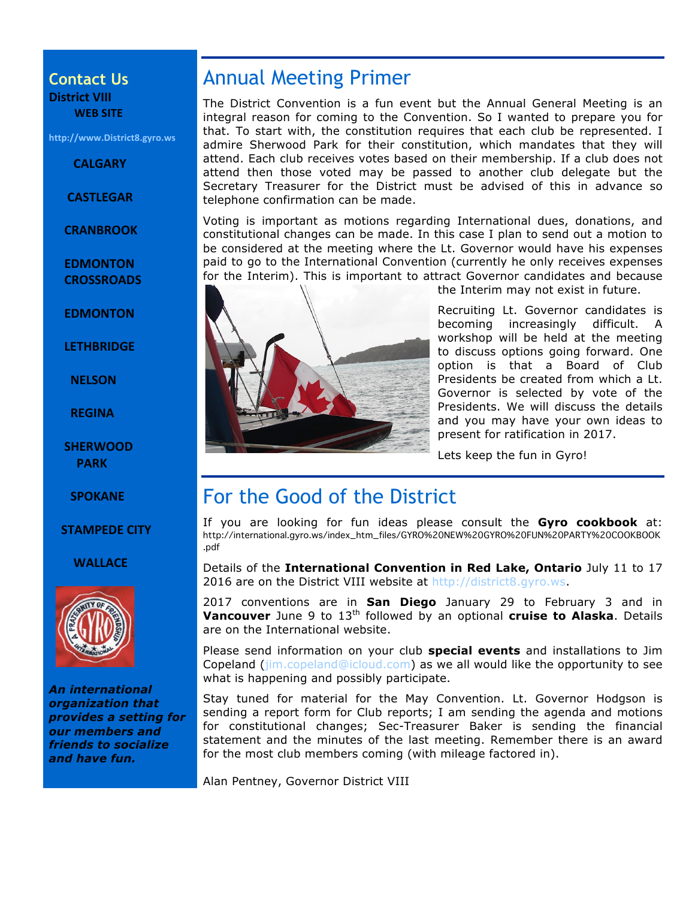## Contact Us

**District VIII**

**WEB SITE**

http://www.District8.gyro.ws

**CALGARY**

**CASTLEGAR**

**CRANBROOK**

**EDMONTON CROSSROADS**

**EDMONTON**

**LETHBRIDGE**

**NELSON**

**REGINA**

**SHERWOOD PARK**

**SPOKANE**

**STAMPEDE CITY**

**WALLACE**

***An international organization that provides a setting for our members and friends to socialize and have fun.***

# Annual Meeting Primer

The District Convention is a fun event but the Annual General Meeting is an integral reason for coming to the Convention. So I wanted to prepare you for that. To start with, the constitution requires that each club be represented. I admire Sherwood Park for their constitution, which mandates that they will attend. Each club receives votes based on their membership. If a club does not attend then those voted may be passed to another club delegate but the Secretary Treasurer for the District must be advised of this in advance so telephone confirmation can be made.

Voting is important as motions regarding International dues, donations, and constitutional changes can be made. In this case I plan to send out a motion to be considered at the meeting where the Lt. Governor would have his expenses paid to go to the International Convention (currently he only receives expenses for the Interim). This is important to attract Governor candidates and because the Interim may not exist in future.

Recruiting Lt. Governor candidates is becoming increasingly difficult. A workshop will be held at the meeting to discuss options going forward. One option is that a Board of Club Presidents be created from which a Lt. Governor is selected by vote of the Presidents. We will discuss the details and you may have your own ideas to present for ratification in 2017.

Lets keep the fun in Gyro!

# For the Good of the District

If you are looking for fun ideas please consult the **Gyro cookbook** at: http://international.gyro.ws/index_htm_files/GYRO%20NEW%20GYRO%20FUN%20PARTY%20COOKBOOK.pdf

Details of the **International Convention in Red Lake, Ontario** July 11 to 17 2016 are on the District VIII website at http://district8.gyro.ws.

2017 conventions are in **San Diego** January 29 to February 3 and in **Vancouver** June 9 to 13th followed by an optional **cruise to Alaska**. Details are on the International website.

Please send information on your club **special events** and installations to Jim Copeland (jim.copeland@icloud.com) as we all would like the opportunity to see what is happening and possibly participate.

Stay tuned for material for the May Convention. Lt. Governor Hodgson is sending a report form for Club reports; I am sending the agenda and motions for constitutional changes; Sec-Treasurer Baker is sending the financial statement and the minutes of the last meeting. Remember there is an award for the most club members coming (with mileage factored in).

Alan Pentney, Governor District VIII